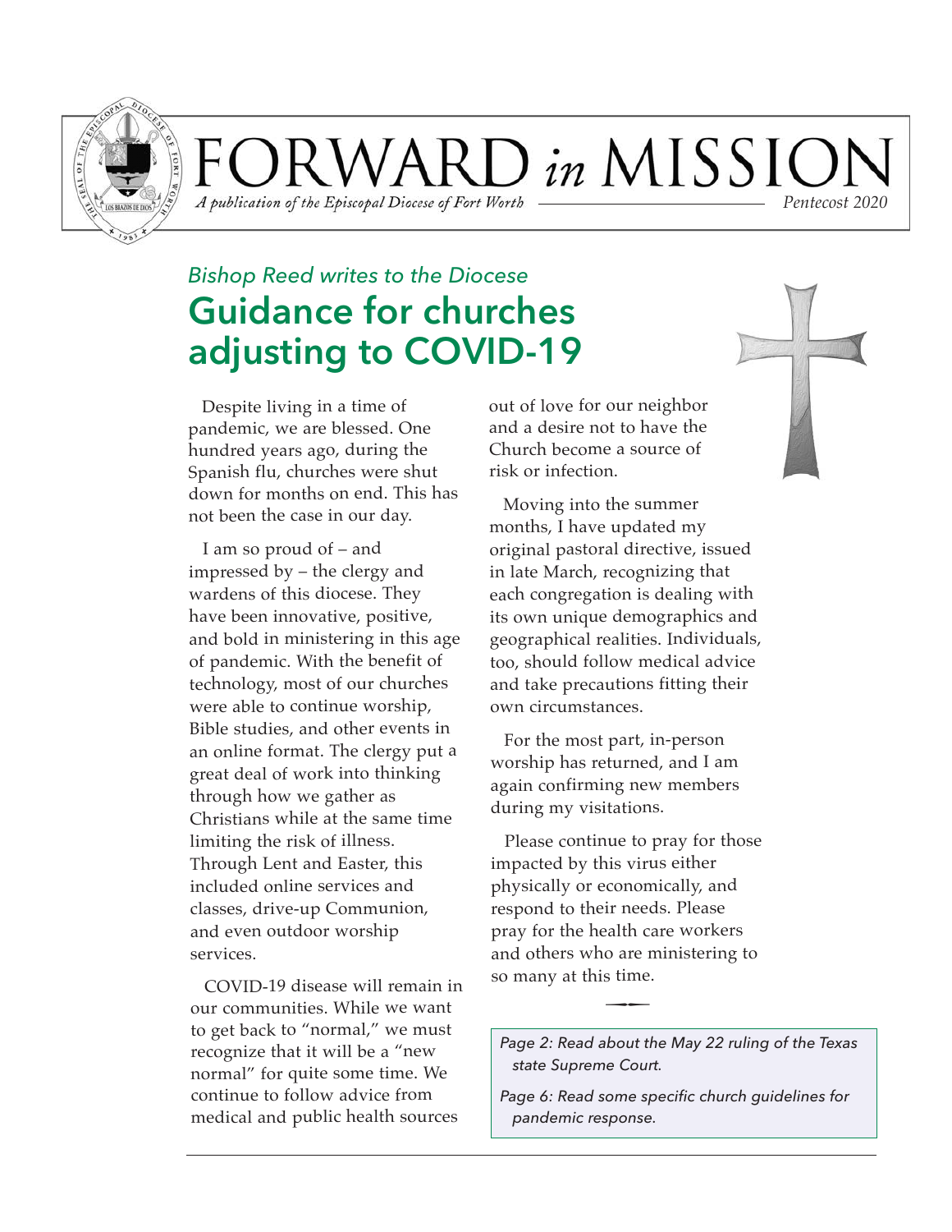# FORWARD *in* MISSION

*A publication of the Episcopal Diocese of Fort Worth* — *Pentecost 2020*

*Bishop Reed writes to the Diocese*

## Guidance for churches adjusting to COVID-19

Despite living in a time of pandemic, we are blessed. One hundred years ago, during the Spanish flu, churches were shut down for months on end. This has not been the case in our day.

I am so proud of – and impressed by – the clergy and wardens of this diocese. They have been innovative, positive, and bold in ministering in this age of pandemic. With the benefit of technology, most of our churches were able to continue worship, Bible studies, and other events in an online format. The clergy put a great deal of work into thinking through how we gather as Christians while at the same time limiting the risk of illness. Through Lent and Easter, this included online services and classes, drive-up Communion, and even outdoor worship services.

COVID-19 disease will remain in our communities. While we want to get back to "normal," we must recognize that it will be a "new normal" for quite some time. We continue to follow advice from medical and public health sources out of love for our neighbor and a desire not to have the Church become a source of risk or infection.

Moving into the summer months, I have updated my original pastoral directive, issued in late March, recognizing that each congregation is dealing with its own unique demographics and geographical realities. Individuals, too, should follow medical advice and take precautions fitting their own circumstances.

For the most part, in-person worship has returned, and I am again confirming new members during my visitations.

Please continue to pray for those impacted by this virus either physically or economically, and respond to their needs. Please pray for the health care workers and others who are ministering to so many at this time.

*Page 2: Read about the May 22 ruling of the Texas state Supreme Court.*

*Page 6: Read some specific church guidelines for pandemic response.*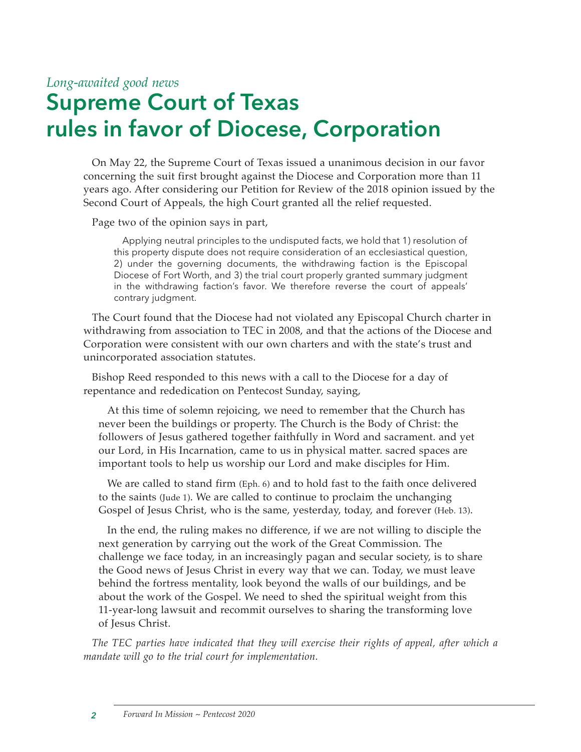*Long-awaited good news*

# Supreme Court of Texas rules in favor of Diocese, Corporation

On May 22, the Supreme Court of Texas issued a unanimous decision in our favor concerning the suit first brought against the Diocese and Corporation more than 11 years ago. After considering our Petition for Review of the 2018 opinion issued by the Second Court of Appeals, the high Court granted all the relief requested.

Page two of the opinion says in part,

> Applying neutral principles to the undisputed facts, we hold that 1) resolution of this property dispute does not require consideration of an ecclesiastical question, 2) under the governing documents, the withdrawing faction is the Episcopal Diocese of Fort Worth, and 3) the trial court properly granted summary judgment in the withdrawing faction's favor. We therefore reverse the court of appeals' contrary judgment.

The Court found that the Diocese had not violated any Episcopal Church charter in withdrawing from association to TEC in 2008, and that the actions of the Diocese and Corporation were consistent with our own charters and with the state's trust and unincorporated association statutes.

Bishop Reed responded to this news with a call to the Diocese for a day of repentance and rededication on Pentecost Sunday, saying,

> At this time of solemn rejoicing, we need to remember that the Church has never been the buildings or property. The Church is the Body of Christ: the followers of Jesus gathered together faithfully in Word and sacrament. and yet our Lord, in His Incarnation, came to us in physical matter. sacred spaces are important tools to help us worship our Lord and make disciples for Him.
>
> We are called to stand firm (Eph. 6) and to hold fast to the faith once delivered to the saints (Jude 1). We are called to continue to proclaim the unchanging Gospel of Jesus Christ, who is the same, yesterday, today, and forever (Heb. 13).
>
> In the end, the ruling makes no difference, if we are not willing to disciple the next generation by carrying out the work of the Great Commission. The challenge we face today, in an increasingly pagan and secular society, is to share the Good news of Jesus Christ in every way that we can. Today, we must leave behind the fortress mentality, look beyond the walls of our buildings, and be about the work of the Gospel. We need to shed the spiritual weight from this 11-year-long lawsuit and recommit ourselves to sharing the transforming love of Jesus Christ.

*The TEC parties have indicated that they will exercise their rights of appeal, after which a mandate will go to the trial court for implementation.*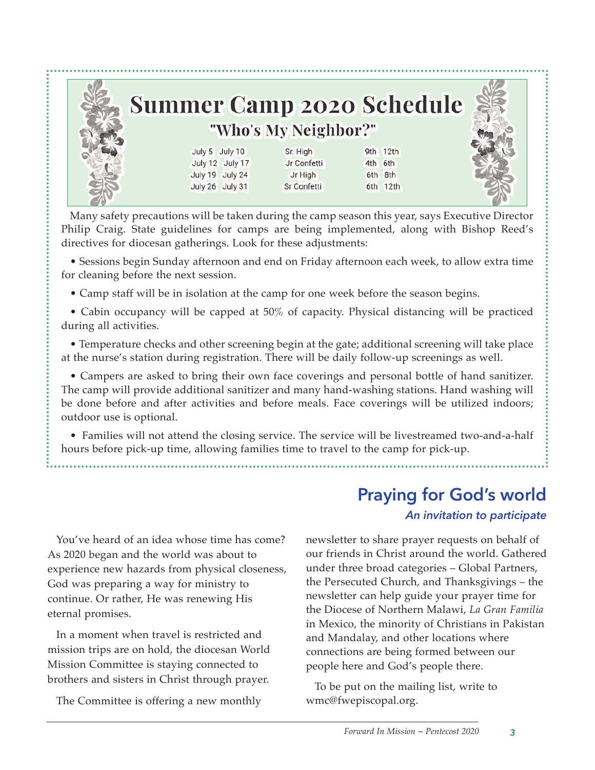# Summer Camp 2020 Schedule

## "Who's My Neighbor?"

| Dates | Session | Grades |
|---|---|---|
| July 5 July 10 | Sr. High | 9th 12th |
| July 12 July 17 | Jr Confetti | 4th 6th |
| July 19 July 24 | Jr High | 6th 8th |
| July 26 July 31 | Sr Confetti | 6th 12th |

Many safety precautions will be taken during the camp season this year, says Executive Director Philip Craig. State guidelines for camps are being implemented, along with Bishop Reed's directives for diocesan gatherings. Look for these adjustments:

- Sessions begin Sunday afternoon and end on Friday afternoon each week, to allow extra time for cleaning before the next session.
- Camp staff will be in isolation at the camp for one week before the season begins.
- Cabin occupancy will be capped at 50% of capacity. Physical distancing will be practiced during all activities.
- Temperature checks and other screening begin at the gate; additional screening will take place at the nurse's station during registration. There will be daily follow-up screenings as well.
- Campers are asked to bring their own face coverings and personal bottle of hand sanitizer. The camp will provide additional sanitizer and many hand-washing stations. Hand washing will be done before and after activities and before meals. Face coverings will be utilized indoors; outdoor use is optional.
- Families will not attend the closing service. The service will be livestreamed two-and-a-half hours before pick-up time, allowing families time to travel to the camp for pick-up.

## Praying for God's world

*An invitation to participate*

You've heard of an idea whose time has come? As 2020 began and the world was about to experience new hazards from physical closeness, God was preparing a way for ministry to continue. Or rather, He was renewing His eternal promises.

In a moment when travel is restricted and mission trips are on hold, the diocesan World Mission Committee is staying connected to brothers and sisters in Christ through prayer.

The Committee is offering a new monthly newsletter to share prayer requests on behalf of our friends in Christ around the world. Gathered under three broad categories – Global Partners, the Persecuted Church, and Thanksgivings – the newsletter can help guide your prayer time for the Diocese of Northern Malawi, *La Gran Familia* in Mexico, the minority of Christians in Pakistan and Mandalay, and other locations where connections are being formed between our people here and God's people there.

To be put on the mailing list, write to wmc@fwepiscopal.org.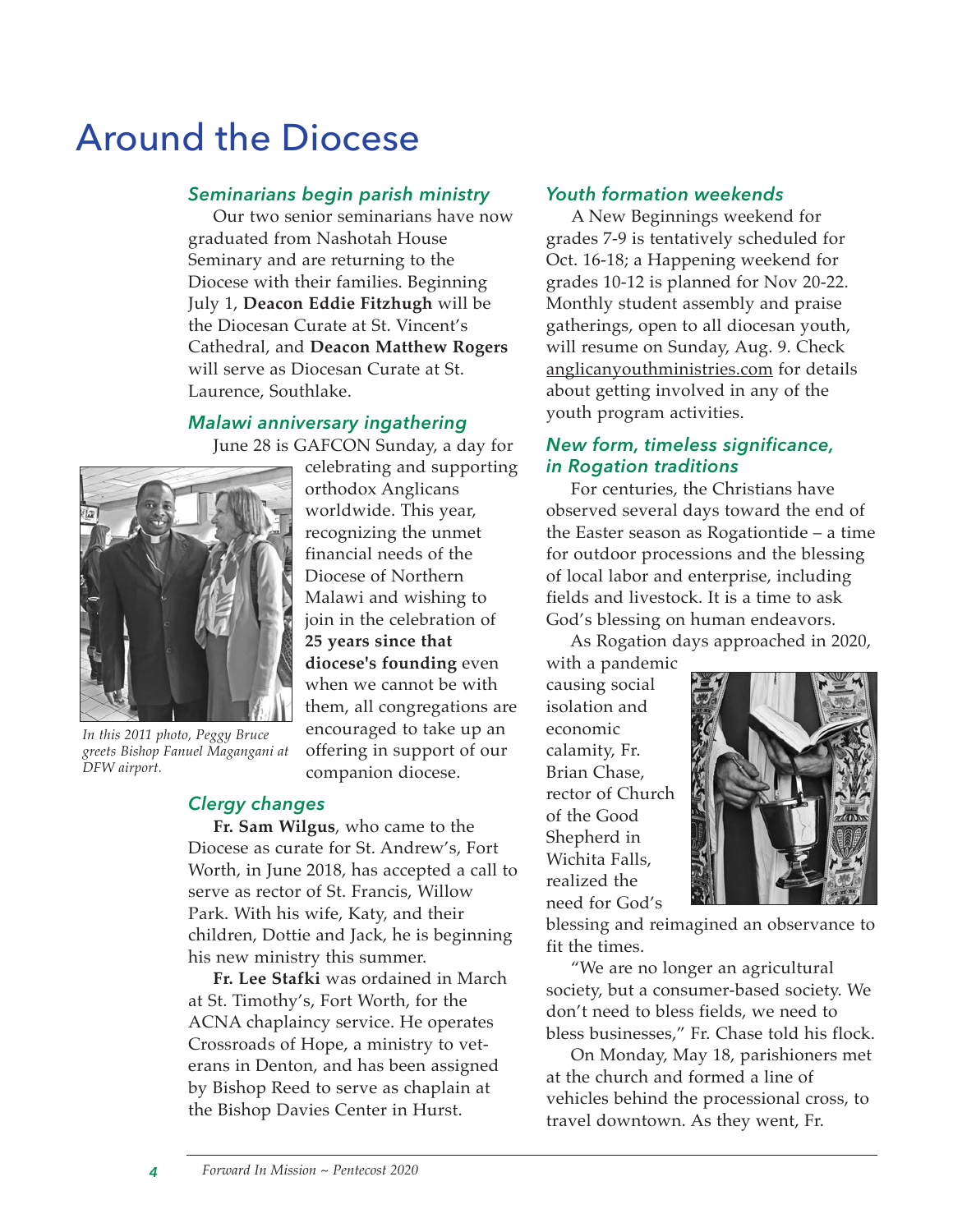# Around the Diocese

### *Seminarians begin parish ministry*

Our two senior seminarians have now graduated from Nashotah House Seminary and are returning to the Diocese with their families. Beginning July 1, **Deacon Eddie Fitzhugh** will be the Diocesan Curate at St. Vincent's Cathedral, and **Deacon Matthew Rogers** will serve as Diocesan Curate at St. Laurence, Southlake.

### *Malawi anniversary ingathering*

June 28 is GAFCON Sunday, a day for celebrating and supporting orthodox Anglicans worldwide. This year, recognizing the unmet financial needs of the Diocese of Northern Malawi and wishing to join in the celebration of **25 years since that diocese's founding** even when we cannot be with them, all congregations are encouraged to take up an offering in support of our companion diocese.

*In this 2011 photo, Peggy Bruce greets Bishop Fanuel Magangani at DFW airport.*

### *Clergy changes*

**Fr. Sam Wilgus**, who came to the Diocese as curate for St. Andrew's, Fort Worth, in June 2018, has accepted a call to serve as rector of St. Francis, Willow Park. With his wife, Katy, and their children, Dottie and Jack, he is beginning his new ministry this summer.

**Fr. Lee Stafki** was ordained in March at St. Timothy's, Fort Worth, for the ACNA chaplaincy service. He operates Crossroads of Hope, a ministry to veterans in Denton, and has been assigned by Bishop Reed to serve as chaplain at the Bishop Davies Center in Hurst.

### *Youth formation weekends*

A New Beginnings weekend for grades 7-9 is tentatively scheduled for Oct. 16-18; a Happening weekend for grades 10-12 is planned for Nov 20-22. Monthly student assembly and praise gatherings, open to all diocesan youth, will resume on Sunday, Aug. 9. Check anglicanyouthministries.com for details about getting involved in any of the youth program activities.

### *New form, timeless significance, in Rogation traditions*

For centuries, the Christians have observed several days toward the end of the Easter season as Rogationtide – a time for outdoor processions and the blessing of local labor and enterprise, including fields and livestock. It is a time to ask God's blessing on human endeavors.

As Rogation days approached in 2020, with a pandemic causing social isolation and economic calamity, Fr. Brian Chase, rector of Church of the Good Shepherd in Wichita Falls, realized the need for God's blessing and reimagined an observance to fit the times.

"We are no longer an agricultural society, but a consumer-based society. We don't need to bless fields, we need to bless businesses," Fr. Chase told his flock.

On Monday, May 18, parishioners met at the church and formed a line of vehicles behind the processional cross, to travel downtown. As they went, Fr.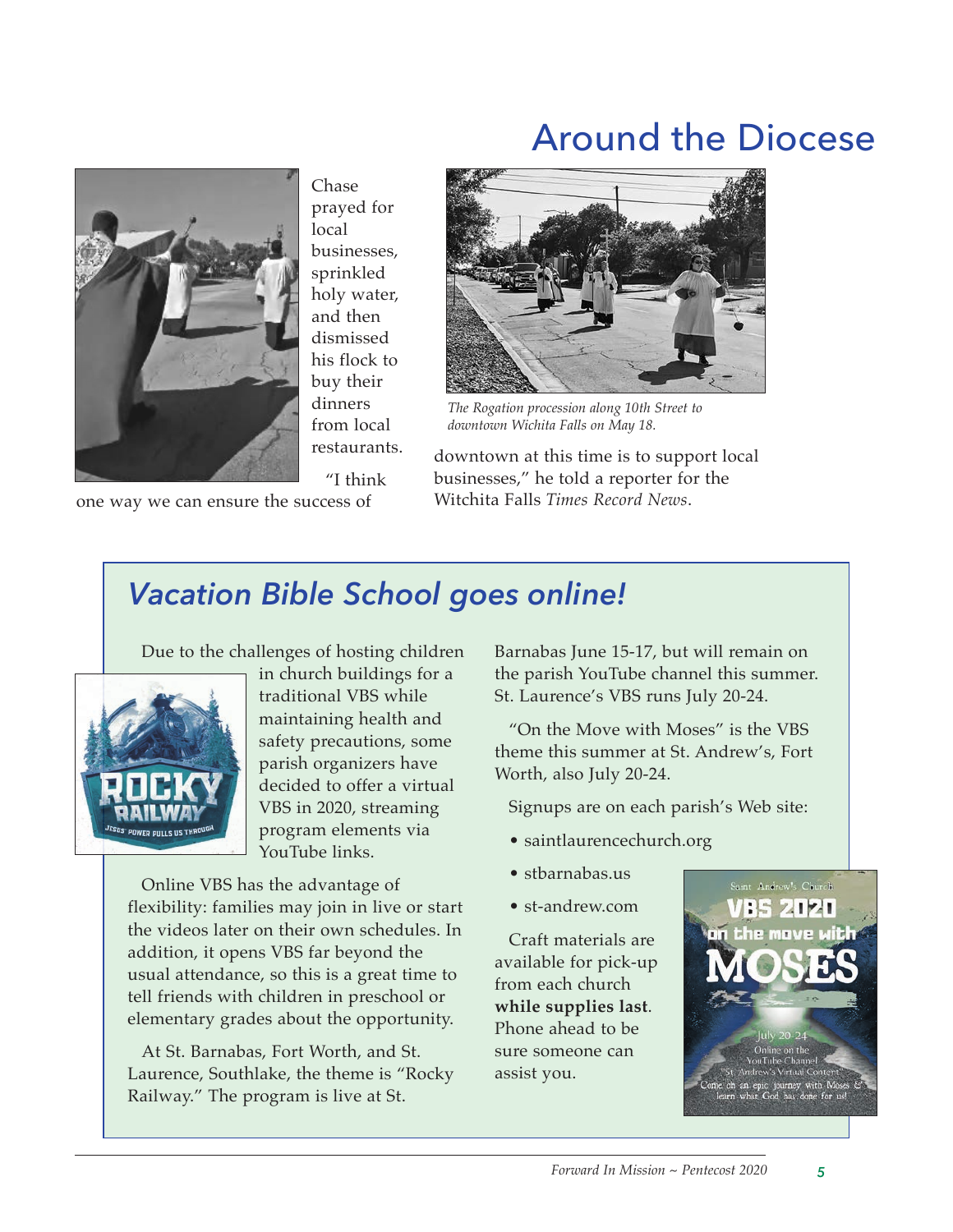# Around the Diocese

Chase prayed for local businesses, sprinkled holy water, and then dismissed his flock to buy their dinners from local restaurants.

"I think one way we can ensure the success of downtown at this time is to support local businesses," he told a reporter for the Witchita Falls *Times Record News*.

*The Rogation procession along 10th Street to downtown Wichita Falls on May 18.*

## *Vacation Bible School goes online!*

Due to the challenges of hosting children in church buildings for a traditional VBS while maintaining health and safety precautions, some parish organizers have decided to offer a virtual VBS in 2020, streaming program elements via YouTube links.

Online VBS has the advantage of flexibility: families may join in live or start the videos later on their own schedules. In addition, it opens VBS far beyond the usual attendance, so this is a great time to tell friends with children in preschool or elementary grades about the opportunity.

At St. Barnabas, Fort Worth, and St. Laurence, Southlake, the theme is "Rocky Railway." The program is live at St. Barnabas June 15-17, but will remain on the parish YouTube channel this summer. St. Laurence's VBS runs July 20-24.

"On the Move with Moses" is the VBS theme this summer at St. Andrew's, Fort Worth, also July 20-24.

Signups are on each parish's Web site:

- saintlaurencechurch.org
- stbarnabas.us
- st-andrew.com

Craft materials are available for pick-up from each church **while supplies last**. Phone ahead to be sure someone can assist you.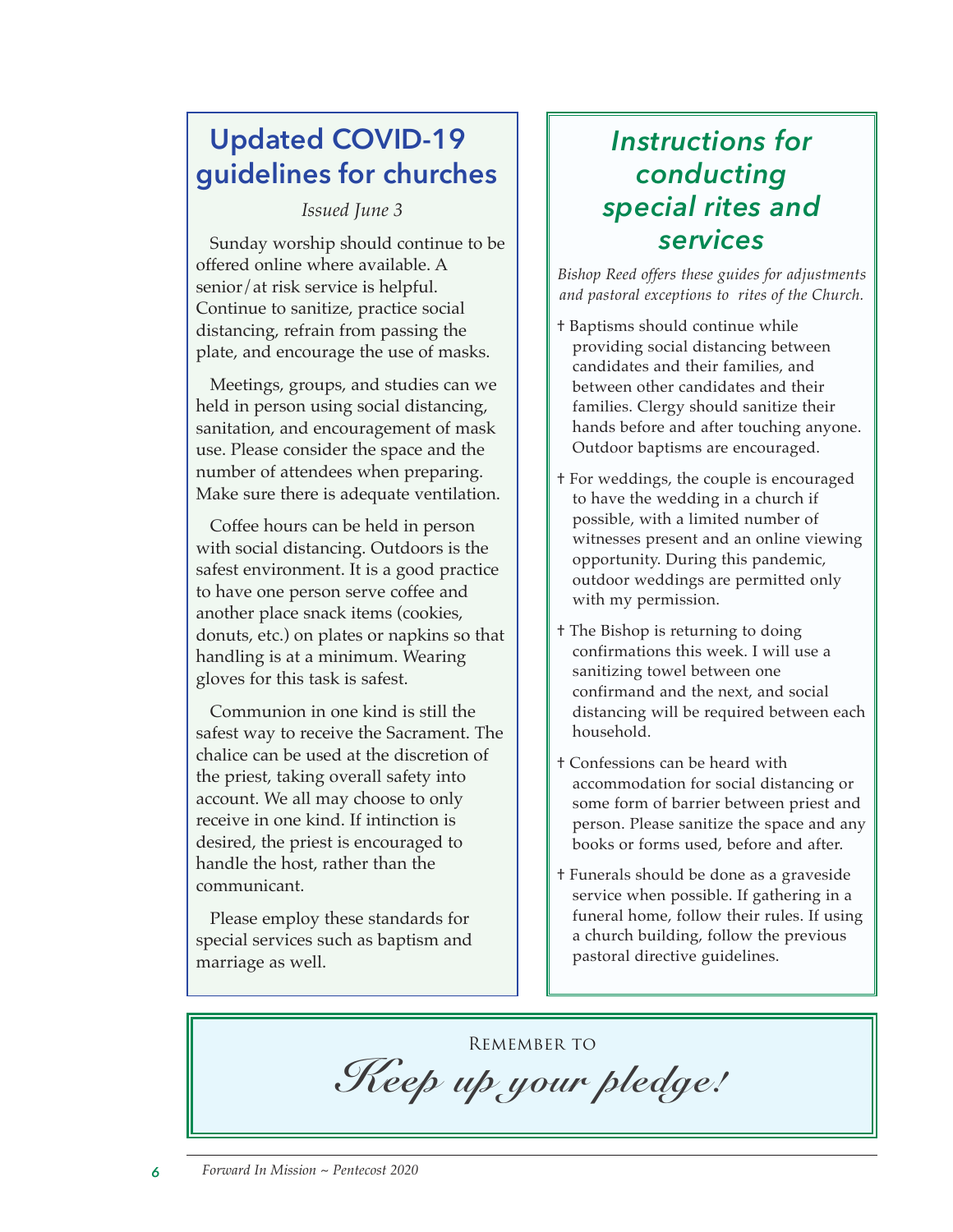## Updated COVID-19 guidelines for churches

*Issued June 3*

Sunday worship should continue to be offered online where available. A senior/at risk service is helpful. Continue to sanitize, practice social distancing, refrain from passing the plate, and encourage the use of masks.

Meetings, groups, and studies can we held in person using social distancing, sanitation, and encouragement of mask use. Please consider the space and the number of attendees when preparing. Make sure there is adequate ventilation.

Coffee hours can be held in person with social distancing. Outdoors is the safest environment. It is a good practice to have one person serve coffee and another place snack items (cookies, donuts, etc.) on plates or napkins so that handling is at a minimum. Wearing gloves for this task is safest.

Communion in one kind is still the safest way to receive the Sacrament. The chalice can be used at the discretion of the priest, taking overall safety into account. We all may choose to only receive in one kind. If intinction is desired, the priest is encouraged to handle the host, rather than the communicant.

Please employ these standards for special services such as baptism and marriage as well.

## *Instructions for conducting special rites and services*

*Bishop Reed offers these guides for adjustments and pastoral exceptions to rites of the Church.*

† Baptisms should continue while providing social distancing between candidates and their families, and between other candidates and their families. Clergy should sanitize their hands before and after touching anyone. Outdoor baptisms are encouraged.

† For weddings, the couple is encouraged to have the wedding in a church if possible, with a limited number of witnesses present and an online viewing opportunity. During this pandemic, outdoor weddings are permitted only with my permission.

† The Bishop is returning to doing confirmations this week. I will use a sanitizing towel between one confirmand and the next, and social distancing will be required between each household.

† Confessions can be heard with accommodation for social distancing or some form of barrier between priest and person. Please sanitize the space and any books or forms used, before and after.

† Funerals should be done as a graveside service when possible. If gathering in a funeral home, follow their rules. If using a church building, follow the previous pastoral directive guidelines.

Remember to

*Keep up your pledge!*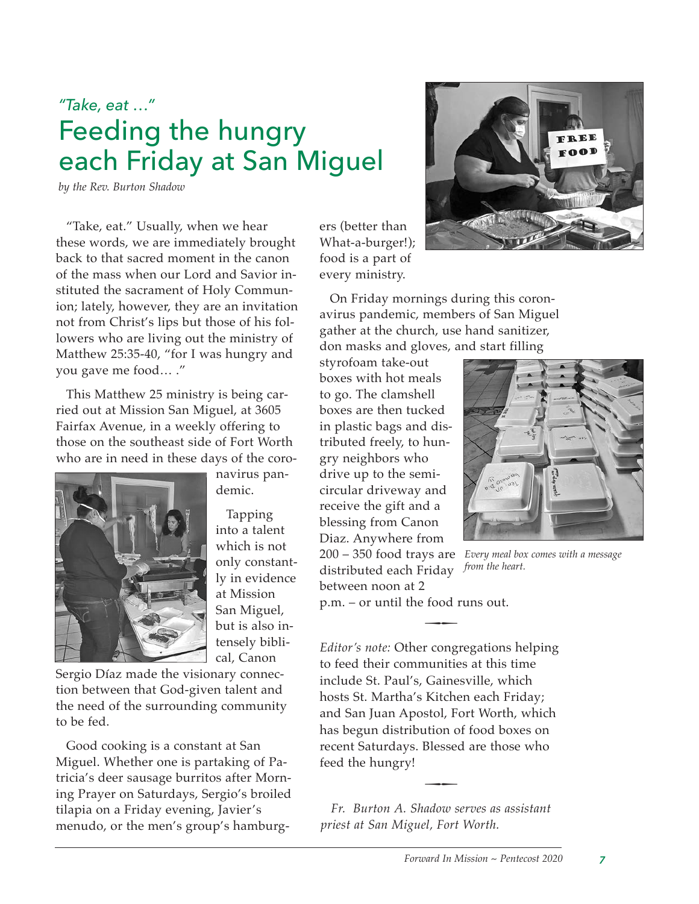*"Take, eat …"*

# Feeding the hungry each Friday at San Miguel

*by the Rev. Burton Shadow*

"Take, eat." Usually, when we hear these words, we are immediately brought back to that sacred moment in the canon of the mass when our Lord and Savior instituted the sacrament of Holy Communion; lately, however, they are an invitation not from Christ's lips but those of his followers who are living out the ministry of Matthew 25:35-40, "for I was hungry and you gave me food… ."

This Matthew 25 ministry is being carried out at Mission San Miguel, at 3605 Fairfax Avenue, in a weekly offering to those on the southeast side of Fort Worth who are in need in these days of the coronavirus pandemic.

Tapping into a talent which is not only constantly in evidence at Mission San Miguel, but is also intensely biblical, Canon Sergio Díaz made the visionary connection between that God-given talent and the need of the surrounding community to be fed.

Good cooking is a constant at San Miguel. Whether one is partaking of Patricia's deer sausage burritos after Morning Prayer on Saturdays, Sergio's broiled tilapia on a Friday evening, Javier's menudo, or the men's group's hamburgers (better than What-a-burger!); food is a part of every ministry.

On Friday mornings during this coronavirus pandemic, members of San Miguel gather at the church, use hand sanitizer, don masks and gloves, and start filling styrofoam take-out boxes with hot meals to go. The clamshell boxes are then tucked in plastic bags and distributed freely, to hungry neighbors who drive up to the semi-circular driveway and receive the gift and a blessing from Canon Diaz. Anywhere from 200 – 350 food trays are distributed each Friday between noon at 2 p.m. – or until the food runs out.

*Every meal box comes with a message from the heart.*

*Editor's note:* Other congregations helping to feed their communities at this time include St. Paul's, Gainesville, which hosts St. Martha's Kitchen each Friday; and San Juan Apostol, Fort Worth, which has begun distribution of food boxes on recent Saturdays. Blessed are those who feed the hungry!

*Fr. Burton A. Shadow serves as assistant priest at San Miguel, Fort Worth.*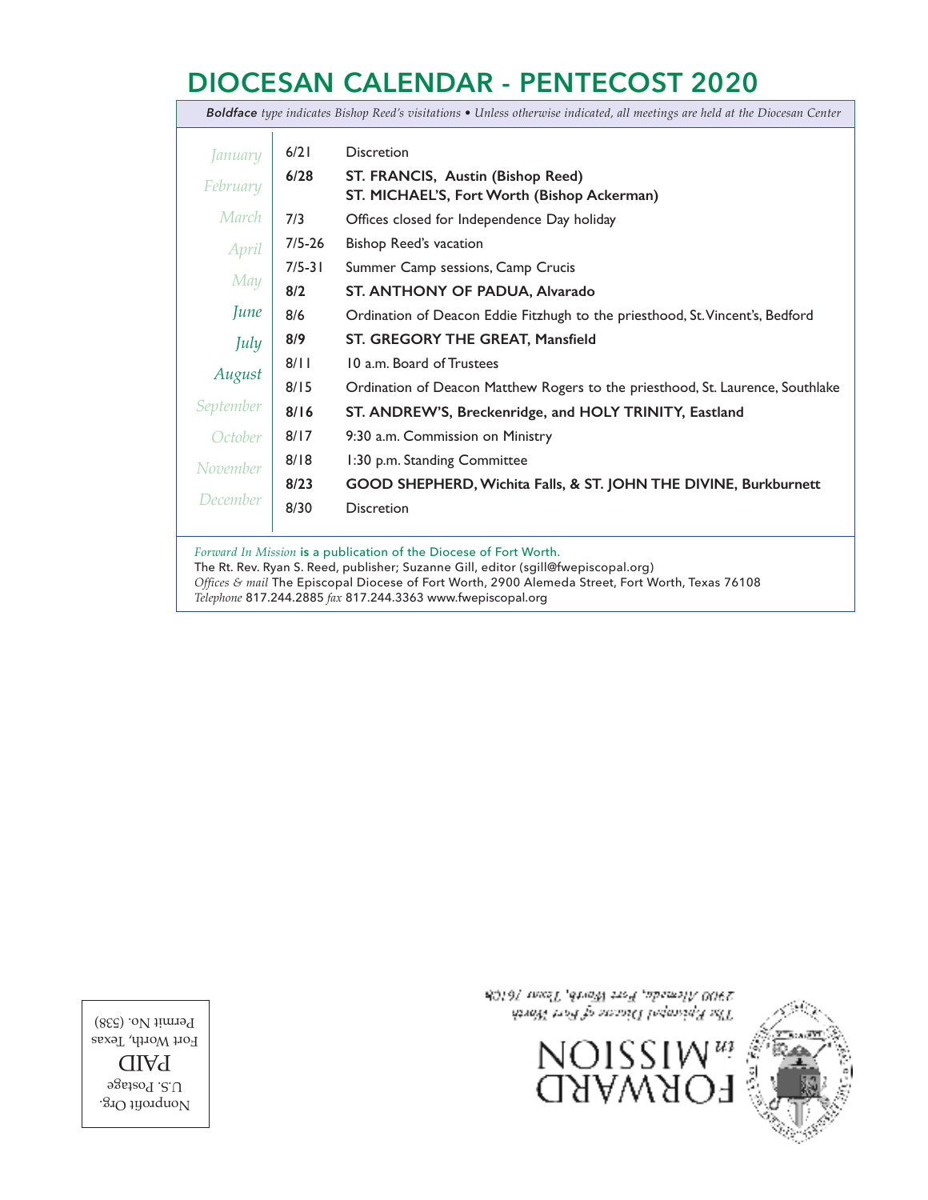# DIOCESAN CALENDAR - PENTECOST 2020

***Boldface** type indicates Bishop Reed's visitations • Unless otherwise indicated, all meetings are held at the Diocesan Center*

*January*
*February*
*March*
*April*
*May*
*June*
*July*
*August*
*September*
*October*
*November*
*December*

| | |
|---|---|
| 6/21 | Discretion |
| **6/28** | **ST. FRANCIS, Austin (Bishop Reed)**<br>**ST. MICHAEL'S, Fort Worth (Bishop Ackerman)** |
| 7/3 | Offices closed for Independence Day holiday |
| 7/5-26 | Bishop Reed's vacation |
| 7/5-31 | Summer Camp sessions, Camp Crucis |
| **8/2** | **ST. ANTHONY OF PADUA, Alvarado** |
| 8/6 | Ordination of Deacon Eddie Fitzhugh to the priesthood, St. Vincent's, Bedford |
| **8/9** | **ST. GREGORY THE GREAT, Mansfield** |
| 8/11 | 10 a.m. Board of Trustees |
| 8/15 | Ordination of Deacon Matthew Rogers to the priesthood, St. Laurence, Southlake |
| **8/16** | **ST. ANDREW'S, Breckenridge, and HOLY TRINITY, Eastland** |
| 8/17 | 9:30 a.m. Commission on Ministry |
| 8/18 | 1:30 p.m. Standing Committee |
| **8/23** | **GOOD SHEPHERD, Wichita Falls, & ST. JOHN THE DIVINE, Burkburnett** |
| 8/30 | Discretion |

*Forward In Mission* is a publication of the Diocese of Fort Worth.
The Rt. Rev. Ryan S. Reed, publisher; Suzanne Gill, editor (sgill@fwepiscopal.org)
*Offices & mail* The Episcopal Diocese of Fort Worth, 2900 Alemeda Street, Fort Worth, Texas 76108
*Telephone* 817.244.2885 *fax* 817.244.3363 www.fwepiscopal.org

FORWARD in MISSION
The Episcopal Diocese of Fort Worth
2900 Alemeda, Fort Worth, Texas 76108

Nonprofit Org.
U.S. Postage
PAID
Fort Worth, Texas
Permit No. (538)